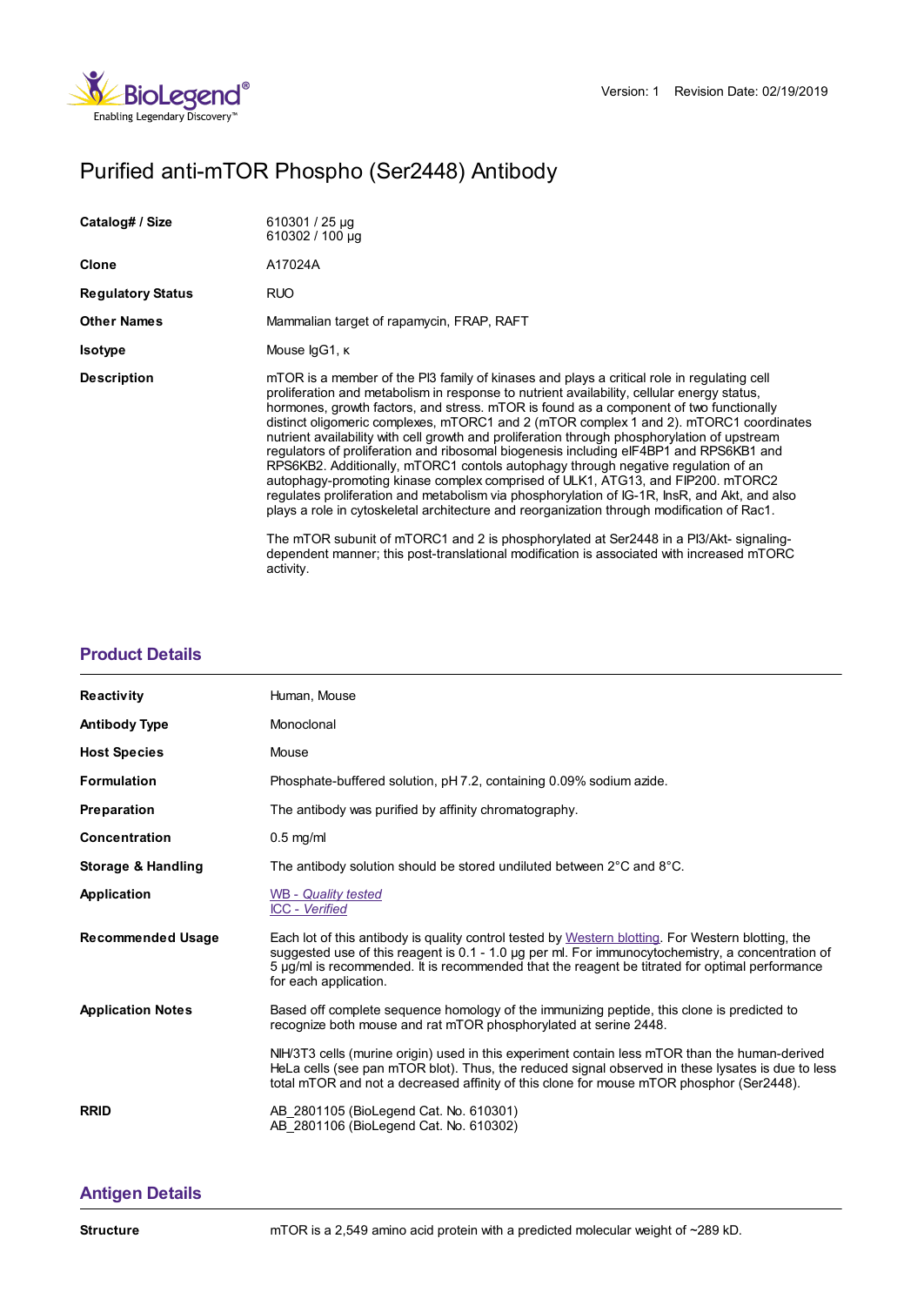Version: 1 Revision Date: 02/19/2019

# Purified anti-mTOR Phospho (Ser2448) Antibody

| | |
|---|---|
| **Catalog# / Size** | 610301 / 25 µg<br>610302 / 100 µg |
| **Clone** | A17024A |
| **Regulatory Status** | RUO |
| **Other Names** | Mammalian target of rapamycin, FRAP, RAFT |
| **Isotype** | Mouse IgG1, κ |
| **Description** | mTOR is a member of the PI3 family of kinases and plays a critical role in regulating cell proliferation and metabolism in response to nutrient availability, cellular energy status, hormones, growth factors, and stress. mTOR is found as a component of two functionally distinct oligomeric complexes, mTORC1 and 2 (mTOR complex 1 and 2). mTORC1 coordinates nutrient availability with cell growth and proliferation through phosphorylation of upstream regulators of proliferation and ribosomal biogenesis including eIF4BP1 and RPS6KB1 and RPS6KB2. Additionally, mTORC1 contols autophagy through negative regulation of an autophagy-promoting kinase complex comprised of ULK1, ATG13, and FIP200. mTORC2 regulates proliferation and metabolism via phosphorylation of IG-1R, InsR, and Akt, and also plays a role in cytoskeletal architecture and reorganization through modification of Rac1.<br><br>The mTOR subunit of mTORC1 and 2 is phosphorylated at Ser2448 in a PI3/Akt- signaling-dependent manner; this post-translational modification is associated with increased mTORC activity. |

## Product Details

| | |
|---|---|
| **Reactivity** | Human, Mouse |
| **Antibody Type** | Monoclonal |
| **Host Species** | Mouse |
| **Formulation** | Phosphate-buffered solution, pH 7.2, containing 0.09% sodium azide. |
| **Preparation** | The antibody was purified by affinity chromatography. |
| **Concentration** | 0.5 mg/ml |
| **Storage & Handling** | The antibody solution should be stored undiluted between 2°C and 8°C. |
| **Application** | *WB - Quality tested*<br>*ICC - Verified* |
| **Recommended Usage** | Each lot of this antibody is quality control tested by Western blotting. For Western blotting, the suggested use of this reagent is 0.1 - 1.0 µg per ml. For immunocytochemistry, a concentration of 5 µg/ml is recommended. It is recommended that the reagent be titrated for optimal performance for each application. |
| **Application Notes** | Based off complete sequence homology of the immunizing peptide, this clone is predicted to recognize both mouse and rat mTOR phosphorylated at serine 2448.<br><br>NIH/3T3 cells (murine origin) used in this experiment contain less mTOR than the human-derived HeLa cells (see pan mTOR blot). Thus, the reduced signal observed in these lysates is due to less total mTOR and not a decreased affinity of this clone for mouse mTOR phosphor (Ser2448). |
| **RRID** | AB_2801105 (BioLegend Cat. No. 610301)<br>AB_2801106 (BioLegend Cat. No. 610302) |

## Antigen Details

| | |
|---|---|
| **Structure** | mTOR is a 2,549 amino acid protein with a predicted molecular weight of ~289 kD. |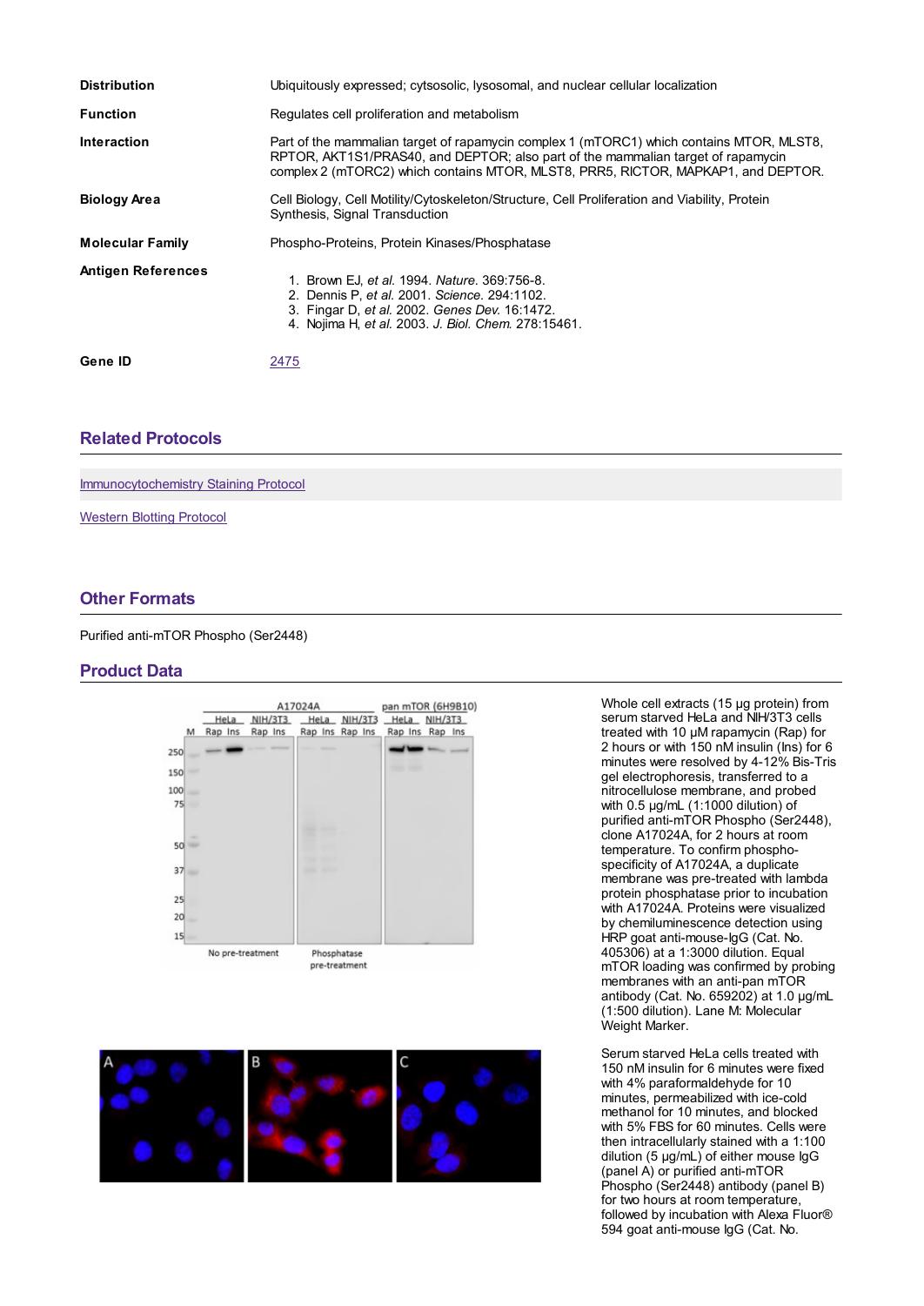| | |
|---|---|
| **Distribution** | Ubiquitously expressed; cytsosolic, lysosomal, and nuclear cellular localization |
| **Function** | Regulates cell proliferation and metabolism |
| **Interaction** | Part of the mammalian target of rapamycin complex 1 (mTORC1) which contains MTOR, MLST8, RPTOR, AKT1S1/PRAS40, and DEPTOR; also part of the mammalian target of rapamycin complex 2 (mTORC2) which contains MTOR, MLST8, PRR5, RICTOR, MAPKAP1, and DEPTOR. |
| **Biology Area** | Cell Biology, Cell Motility/Cytoskeleton/Structure, Cell Proliferation and Viability, Protein Synthesis, Signal Transduction |
| **Molecular Family** | Phospho-Proteins, Protein Kinases/Phosphatase |
| **Antigen References** | 1. Brown EJ, *et al.* 1994. *Nature.* 369:756-8.<br>2. Dennis P, *et al.* 2001. *Science.* 294:1102.<br>3. Fingar D, *et al.* 2002. *Genes Dev.* 16:1472.<br>4. Nojima H, *et al.* 2003. *J. Biol. Chem.* 278:15461. |
| **Gene ID** | 2475 |

## Related Protocols

Immunocytochemistry Staining Protocol

Western Blotting Protocol

## Other Formats

Purified anti-mTOR Phospho (Ser2448)

## Product Data

Whole cell extracts (15 µg protein) from serum starved HeLa and NIH/3T3 cells treated with 10 µM rapamycin (Rap) for 2 hours or with 150 nM insulin (Ins) for 6 minutes were resolved by 4-12% Bis-Tris gel electrophoresis, transferred to a nitrocellulose membrane, and probed with 0.5 µg/mL (1:1000 dilution) of purified anti-mTOR Phospho (Ser2448), clone A17024A, for 2 hours at room temperature. To confirm phospho-specificity of A17024A, a duplicate membrane was pre-treated with lambda protein phosphatase prior to incubation with A17024A. Proteins were visualized by chemiluminescence detection using HRP goat anti-mouse-IgG (Cat. No. 405306) at a 1:3000 dilution. Equal mTOR loading was confirmed by probing membranes with an anti-pan mTOR antibody (Cat. No. 659202) at 1.0 µg/mL (1:500 dilution). Lane M: Molecular Weight Marker.

Serum starved HeLa cells treated with 150 nM insulin for 6 minutes were fixed with 4% paraformaldehyde for 10 minutes, permeabilized with ice-cold methanol for 10 minutes, and blocked with 5% FBS for 60 minutes. Cells were then intracellularly stained with a 1:100 dilution (5 µg/mL) of either mouse IgG (panel A) or purified anti-mTOR Phospho (Ser2448) antibody (panel B) for two hours at room temperature, followed by incubation with Alexa Fluor® 594 goat anti-mouse IgG (Cat. No.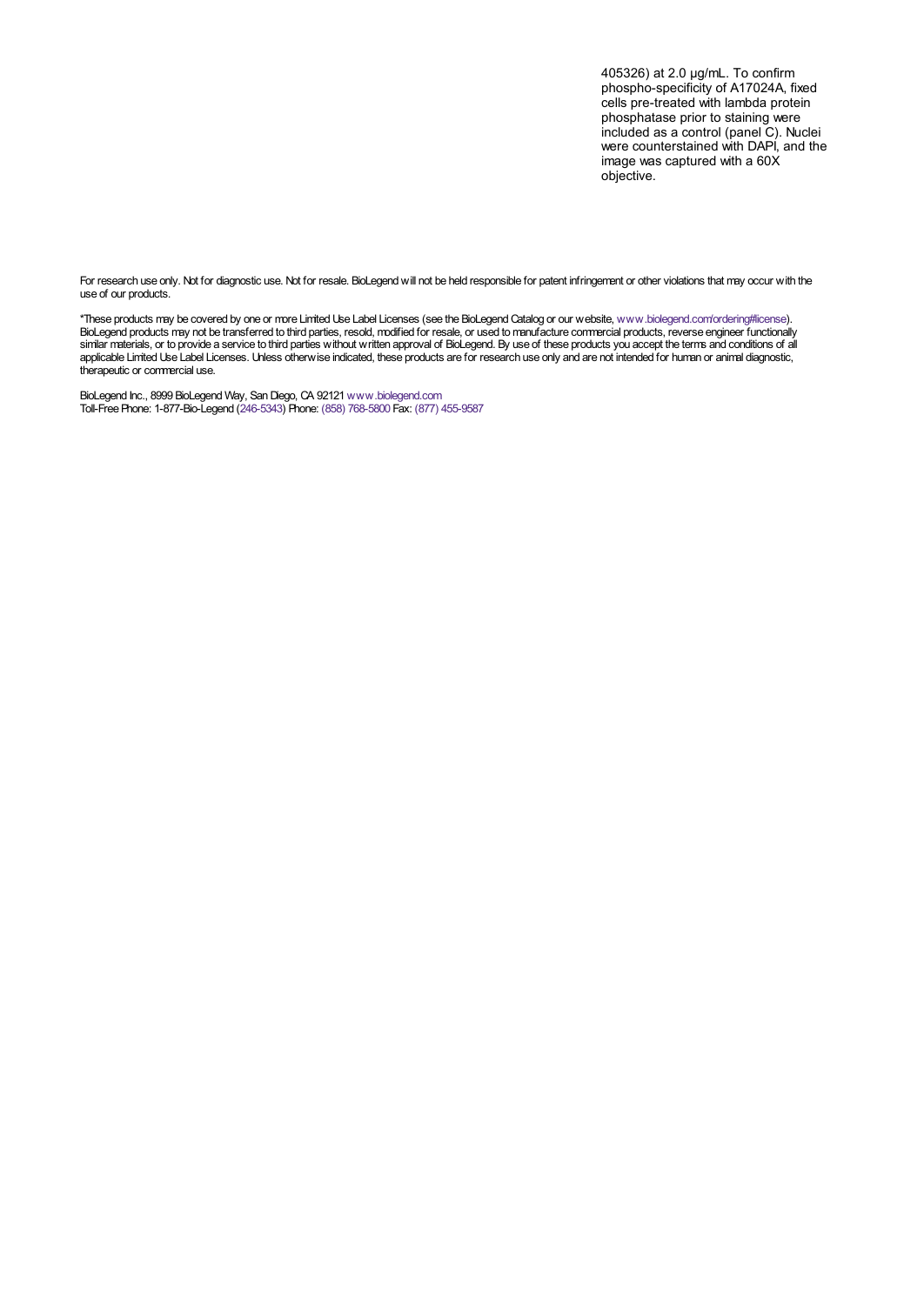405326) at 2.0 µg/mL. To confirm phospho-specificity of A17024A, fixed cells pre-treated with lambda protein phosphatase prior to staining were included as a control (panel C). Nuclei were counterstained with DAPI, and the image was captured with a 60X objective.

For research use only. Not for diagnostic use. Not for resale. BioLegend will not be held responsible for patent infringement or other violations that may occur with the use of our products.

*These products may be covered by one or more Limited Use Label Licenses (see the BioLegend Catalog or our website, www.biolegend.com/ordering#license). BioLegend products may not be transferred to third parties, resold, modified for resale, or used to manufacture commercial products, reverse engineer functionally similar materials, or to provide a service to third parties without written approval of BioLegend. By use of these products you accept the terms and conditions of all applicable Limited Use Label Licenses. Unless otherwise indicated, these products are for research use only and are not intended for human or animal diagnostic, therapeutic or commercial use.

BioLegend Inc., 8999 BioLegend Way, San Diego, CA 92121 www.biolegend.com
Toll-Free Phone: 1-877-Bio-Legend (246-5343) Phone: (858) 768-5800 Fax: (877) 455-9587